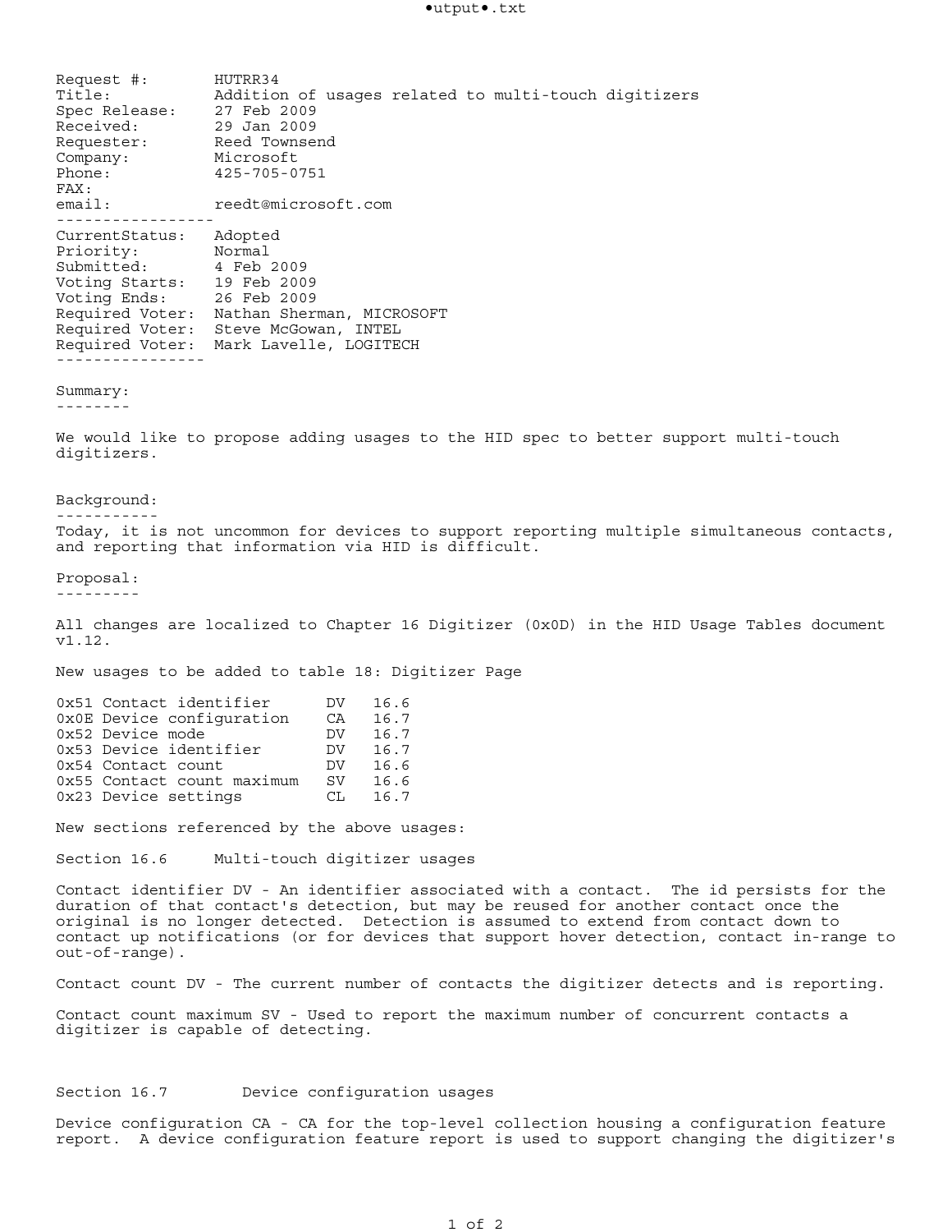| | |
|---|---|
| Request #: | HUTRR34 |
| Title: | Addition of usages related to multi-touch digitizers |
| Spec Release: | 27 Feb 2009 |
| Received: | 29 Jan 2009 |
| Requester: | Reed Townsend |
| Company: | Microsoft |
| Phone: | 425-705-0751 |
| FAX: | |
| email: | reedt@microsoft.com |

-----------------

| | |
|---|---|
| CurrentStatus: | Adopted |
| Priority: | Normal |
| Submitted: | 4 Feb 2009 |
| Voting Starts: | 19 Feb 2009 |
| Voting Ends: | 26 Feb 2009 |
| Required Voter: | Nathan Sherman, MICROSOFT |
| Required Voter: | Steve McGowan, INTEL |
| Required Voter: | Mark Lavelle, LOGITECH |

----------------

## Summary:

We would like to propose adding usages to the HID spec to better support multi-touch digitizers.

## Background:

Today, it is not uncommon for devices to support reporting multiple simultaneous contacts, and reporting that information via HID is difficult.

## Proposal:

All changes are localized to Chapter 16 Digitizer (0x0D) in the HID Usage Tables document v1.12.

New usages to be added to table 18: Digitizer Page

| Usage ID | Usage Name | Type | Section |
|---|---|---|---|
| 0x51 | Contact identifier | DV | 16.6 |
| 0x0E | Device configuration | CA | 16.7 |
| 0x52 | Device mode | DV | 16.7 |
| 0x53 | Device identifier | DV | 16.7 |
| 0x54 | Contact count | DV | 16.6 |
| 0x55 | Contact count maximum | SV | 16.6 |
| 0x23 | Device settings | CL | 16.7 |

New sections referenced by the above usages:

### Section 16.6 Multi-touch digitizer usages

Contact identifier DV - An identifier associated with a contact. The id persists for the duration of that contact's detection, but may be reused for another contact once the original is no longer detected. Detection is assumed to extend from contact down to contact up notifications (or for devices that support hover detection, contact in-range to out-of-range).

Contact count DV - The current number of contacts the digitizer detects and is reporting.

Contact count maximum SV - Used to report the maximum number of concurrent contacts a digitizer is capable of detecting.

### Section 16.7 Device configuration usages

Device configuration CA - CA for the top-level collection housing a configuration feature report. A device configuration feature report is used to support changing the digitizer's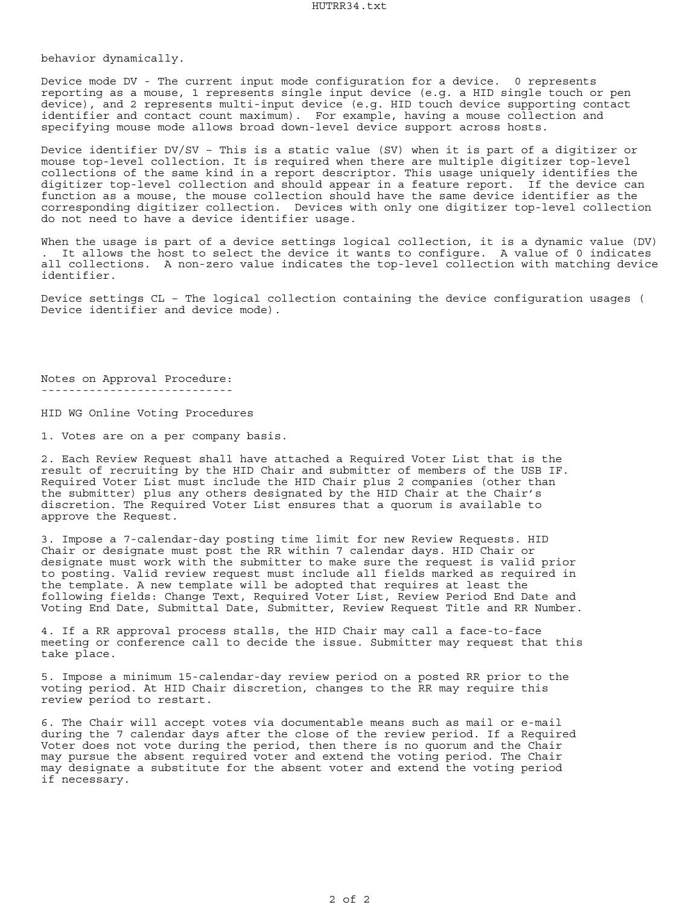behavior dynamically.

Device mode DV - The current input mode configuration for a device. 0 represents reporting as a mouse, 1 represents single input device (e.g. a HID single touch or pen device), and 2 represents multi-input device (e.g. HID touch device supporting contact identifier and contact count maximum). For example, having a mouse collection and specifying mouse mode allows broad down-level device support across hosts.

Device identifier DV/SV – This is a static value (SV) when it is part of a digitizer or mouse top-level collection. It is required when there are multiple digitizer top-level collections of the same kind in a report descriptor. This usage uniquely identifies the digitizer top-level collection and should appear in a feature report. If the device can function as a mouse, the mouse collection should have the same device identifier as the corresponding digitizer collection. Devices with only one digitizer top-level collection do not need to have a device identifier usage.

When the usage is part of a device settings logical collection, it is a dynamic value (DV) . It allows the host to select the device it wants to configure. A value of 0 indicates all collections. A non-zero value indicates the top-level collection with matching device identifier.

Device settings CL – The logical collection containing the device configuration usages ( Device identifier and device mode).

## Notes on Approval Procedure:

HID WG Online Voting Procedures

1. Votes are on a per company basis.

2. Each Review Request shall have attached a Required Voter List that is the result of recruiting by the HID Chair and submitter of members of the USB IF. Required Voter List must include the HID Chair plus 2 companies (other than the submitter) plus any others designated by the HID Chair at the Chair's discretion. The Required Voter List ensures that a quorum is available to approve the Request.

3. Impose a 7-calendar-day posting time limit for new Review Requests. HID Chair or designate must post the RR within 7 calendar days. HID Chair or designate must work with the submitter to make sure the request is valid prior to posting. Valid review request must include all fields marked as required in the template. A new template will be adopted that requires at least the following fields: Change Text, Required Voter List, Review Period End Date and Voting End Date, Submittal Date, Submitter, Review Request Title and RR Number.

4. If a RR approval process stalls, the HID Chair may call a face-to-face meeting or conference call to decide the issue. Submitter may request that this take place.

5. Impose a minimum 15-calendar-day review period on a posted RR prior to the voting period. At HID Chair discretion, changes to the RR may require this review period to restart.

6. The Chair will accept votes via documentable means such as mail or e-mail during the 7 calendar days after the close of the review period. If a Required Voter does not vote during the period, then there is no quorum and the Chair may pursue the absent required voter and extend the voting period. The Chair may designate a substitute for the absent voter and extend the voting period if necessary.